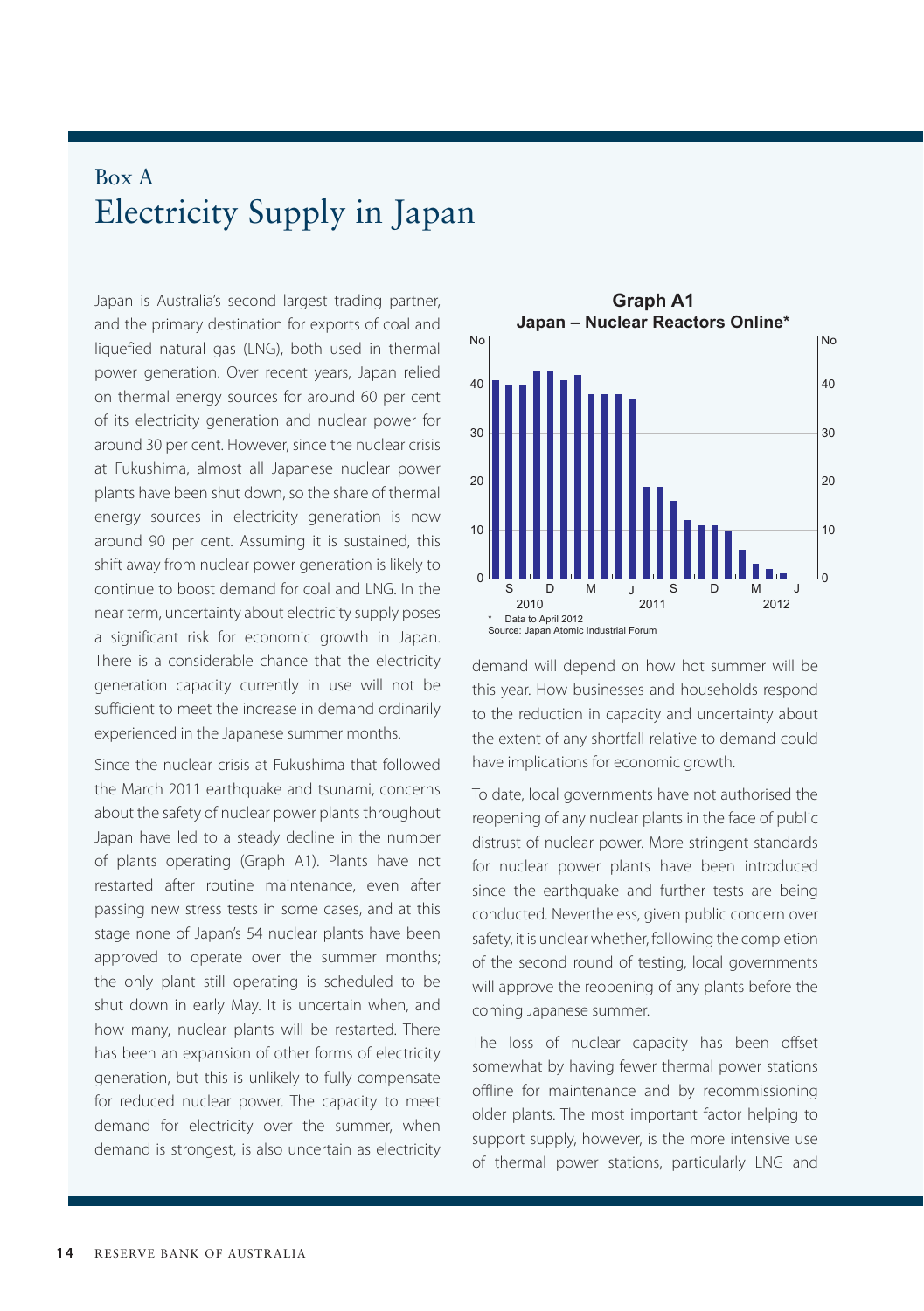## Box A
# Electricity Supply in Japan

Japan is Australia's second largest trading partner, and the primary destination for exports of coal and liquefied natural gas (LNG), both used in thermal power generation. Over recent years, Japan relied on thermal energy sources for around 60 per cent of its electricity generation and nuclear power for around 30 per cent. However, since the nuclear crisis at Fukushima, almost all Japanese nuclear power plants have been shut down, so the share of thermal energy sources in electricity generation is now around 90 per cent. Assuming it is sustained, this shift away from nuclear power generation is likely to continue to boost demand for coal and LNG. In the near term, uncertainty about electricity supply poses a significant risk for economic growth in Japan. There is a considerable chance that the electricity generation capacity currently in use will not be sufficient to meet the increase in demand ordinarily experienced in the Japanese summer months.

Since the nuclear crisis at Fukushima that followed the March 2011 earthquake and tsunami, concerns about the safety of nuclear power plants throughout Japan have led to a steady decline in the number of plants operating (Graph A1). Plants have not restarted after routine maintenance, even after passing new stress tests in some cases, and at this stage none of Japan's 54 nuclear plants have been approved to operate over the summer months; the only plant still operating is scheduled to be shut down in early May. It is uncertain when, and how many, nuclear plants will be restarted. There has been an expansion of other forms of electricity generation, but this is unlikely to fully compensate for reduced nuclear power. The capacity to meet demand for electricity over the summer, when demand is strongest, is also uncertain as electricity demand will depend on how hot summer will be this year. How businesses and households respond to the reduction in capacity and uncertainty about the extent of any shortfall relative to demand could have implications for economic growth.

**Graph A1**
**Japan – Nuclear Reactors Online***

\* Data to April 2012
Source: Japan Atomic Industrial Forum

To date, local governments have not authorised the reopening of any nuclear plants in the face of public distrust of nuclear power. More stringent standards for nuclear power plants have been introduced since the earthquake and further tests are being conducted. Nevertheless, given public concern over safety, it is unclear whether, following the completion of the second round of testing, local governments will approve the reopening of any plants before the coming Japanese summer.

The loss of nuclear capacity has been offset somewhat by having fewer thermal power stations offline for maintenance and by recommissioning older plants. The most important factor helping to support supply, however, is the more intensive use of thermal power stations, particularly LNG and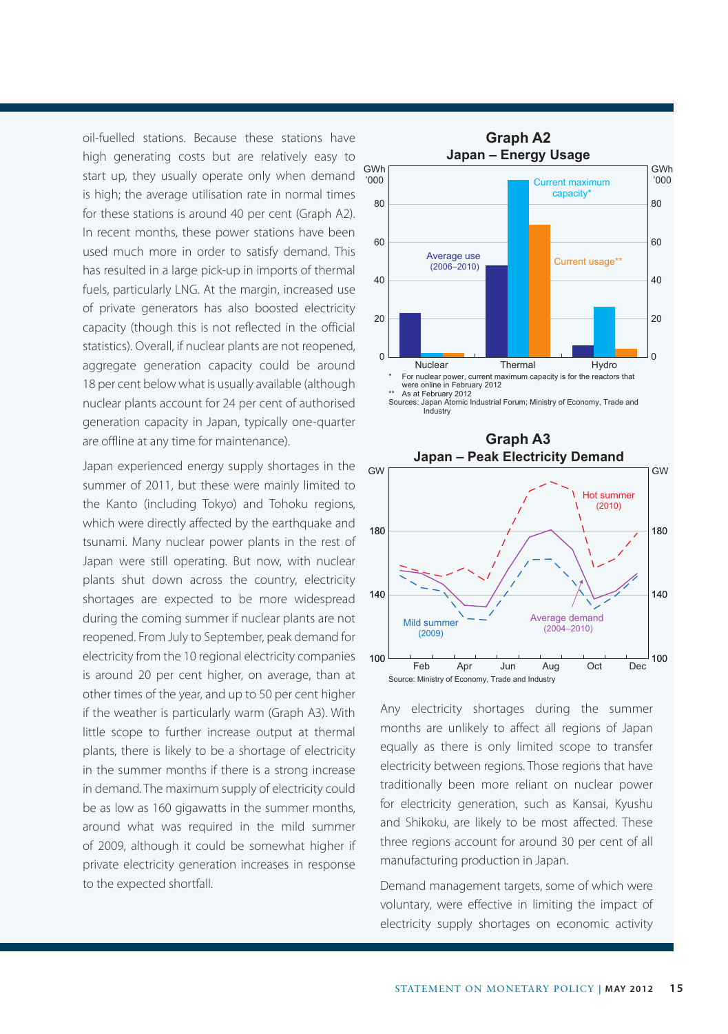oil-fuelled stations. Because these stations have high generating costs but are relatively easy to start up, they usually operate only when demand is high; the average utilisation rate in normal times for these stations is around 40 per cent (Graph A2). In recent months, these power stations have been used much more in order to satisfy demand. This has resulted in a large pick-up in imports of thermal fuels, particularly LNG. At the margin, increased use of private generators has also boosted electricity capacity (though this is not reflected in the official statistics). Overall, if nuclear plants are not reopened, aggregate generation capacity could be around 18 per cent below what is usually available (although nuclear plants account for 24 per cent of authorised generation capacity in Japan, typically one-quarter are offline at any time for maintenance).

Japan experienced energy supply shortages in the summer of 2011, but these were mainly limited to the Kanto (including Tokyo) and Tohoku regions, which were directly affected by the earthquake and tsunami. Many nuclear power plants in the rest of Japan were still operating. But now, with nuclear plants shut down across the country, electricity shortages are expected to be more widespread during the coming summer if nuclear plants are not reopened. From July to September, peak demand for electricity from the 10 regional electricity companies is around 20 per cent higher, on average, than at other times of the year, and up to 50 per cent higher if the weather is particularly warm (Graph A3). With little scope to further increase output at thermal plants, there is likely to be a shortage of electricity in the summer months if there is a strong increase in demand. The maximum supply of electricity could be as low as 160 gigawatts in the summer months, around what was required in the mild summer of 2009, although it could be somewhat higher if private electricity generation increases in response to the expected shortfall.

**Graph A2**
**Japan – Energy Usage**

GWh '000

Nuclear, Thermal, Hydro — Average use (2006–2010); Current maximum capacity*; Current usage**

\* For nuclear power, current maximum capacity is for the reactors that were online in February 2012

\*\* As at February 2012

Sources: Japan Atomic Industrial Forum; Ministry of Economy, Trade and Industry

**Graph A3**
**Japan – Peak Electricity Demand**

GW

Hot summer (2010); Average demand (2004–2010); Mild summer (2009)

Source: Ministry of Economy, Trade and Industry

Any electricity shortages during the summer months are unlikely to affect all regions of Japan equally as there is only limited scope to transfer electricity between regions. Those regions that have traditionally been more reliant on nuclear power for electricity generation, such as Kansai, Kyushu and Shikoku, are likely to be most affected. These three regions account for around 30 per cent of all manufacturing production in Japan.

Demand management targets, some of which were voluntary, were effective in limiting the impact of electricity supply shortages on economic activity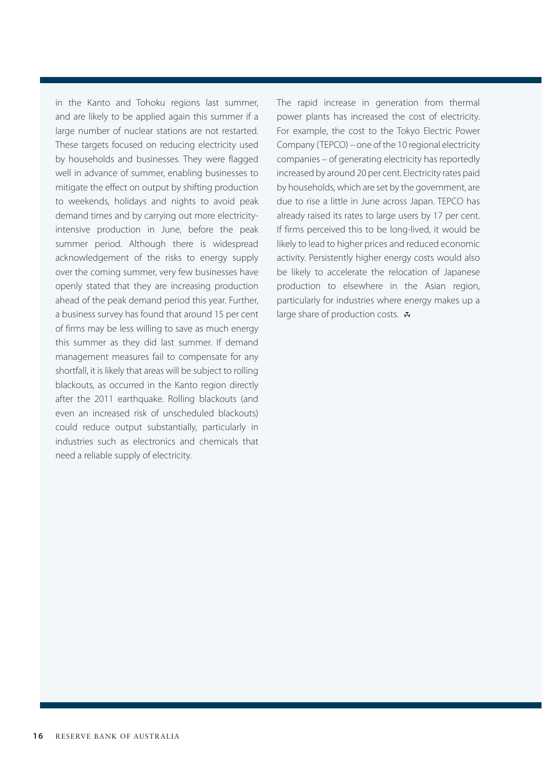in the Kanto and Tohoku regions last summer, and are likely to be applied again this summer if a large number of nuclear stations are not restarted. These targets focused on reducing electricity used by households and businesses. They were flagged well in advance of summer, enabling businesses to mitigate the effect on output by shifting production to weekends, holidays and nights to avoid peak demand times and by carrying out more electricity-intensive production in June, before the peak summer period. Although there is widespread acknowledgement of the risks to energy supply over the coming summer, very few businesses have openly stated that they are increasing production ahead of the peak demand period this year. Further, a business survey has found that around 15 per cent of firms may be less willing to save as much energy this summer as they did last summer. If demand management measures fail to compensate for any shortfall, it is likely that areas will be subject to rolling blackouts, as occurred in the Kanto region directly after the 2011 earthquake. Rolling blackouts (and even an increased risk of unscheduled blackouts) could reduce output substantially, particularly in industries such as electronics and chemicals that need a reliable supply of electricity.

The rapid increase in generation from thermal power plants has increased the cost of electricity. For example, the cost to the Tokyo Electric Power Company (TEPCO) – one of the 10 regional electricity companies – of generating electricity has reportedly increased by around 20 per cent. Electricity rates paid by households, which are set by the government, are due to rise a little in June across Japan. TEPCO has already raised its rates to large users by 17 per cent. If firms perceived this to be long-lived, it would be likely to lead to higher prices and reduced economic activity. Persistently higher energy costs would also be likely to accelerate the relocation of Japanese production to elsewhere in the Asian region, particularly for industries where energy makes up a large share of production costs.